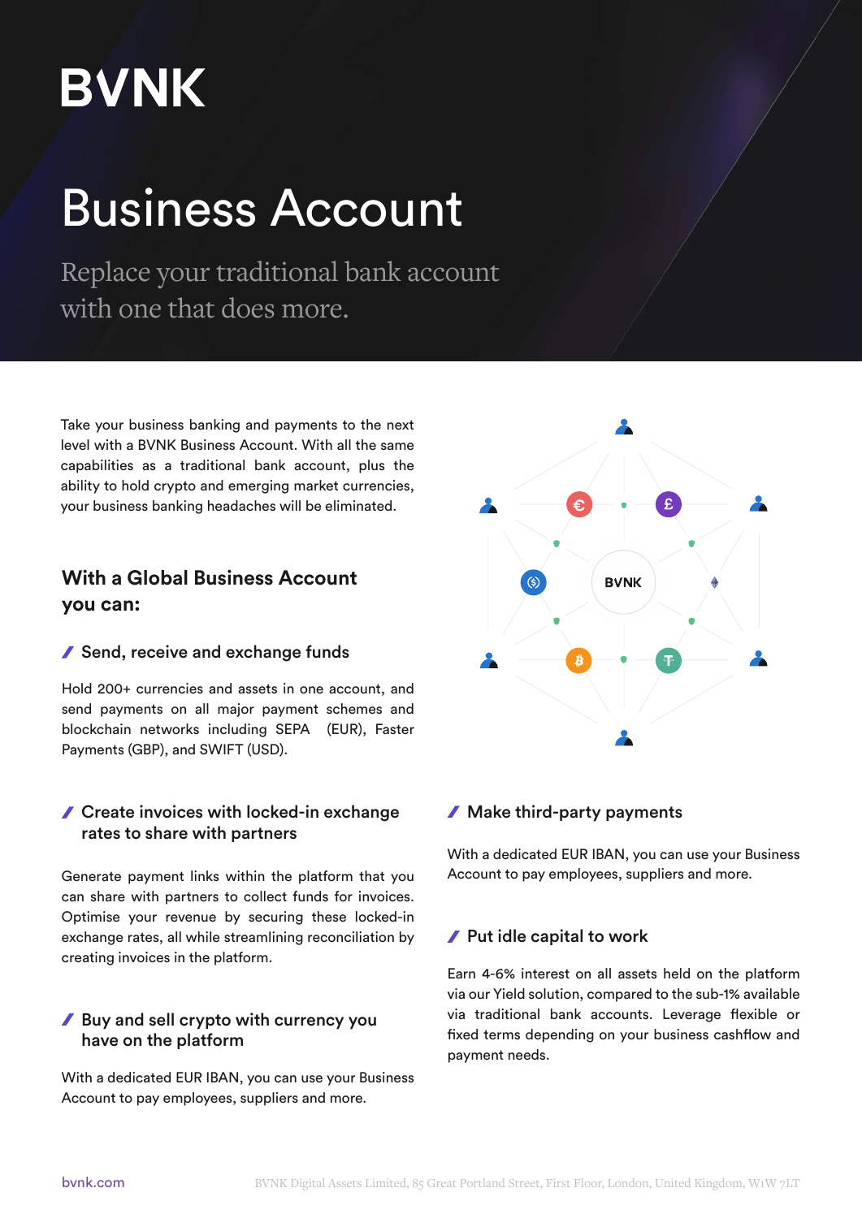# BVNK

# Business Account

Replace your traditional bank account with one that does more.

Take your business banking and payments to the next level with a BVNK Business Account. With all the same capabilities as a traditional bank account, plus the ability to hold crypto and emerging market currencies, your business banking headaches will be eliminated.

BVNK

## With a Global Business Account you can:

### Send, receive and exchange funds

Hold 200+ currencies and assets in one account, and send payments on all major payment schemes and blockchain networks including SEPA (EUR), Faster Payments (GBP), and SWIFT (USD).

### Create invoices with locked-in exchange rates to share with partners

Generate payment links within the platform that you can share with partners to collect funds for invoices. Optimise your revenue by securing these locked-in exchange rates, all while streamlining reconciliation by creating invoices in the platform.

### Buy and sell crypto with currency you have on the platform

With a dedicated EUR IBAN, you can use your Business Account to pay employees, suppliers and more.

### Make third-party payments

With a dedicated EUR IBAN, you can use your Business Account to pay employees, suppliers and more.

### Put idle capital to work

Earn 4-6% interest on all assets held on the platform via our Yield solution, compared to the sub-1% available via traditional bank accounts. Leverage flexible or fixed terms depending on your business cashflow and payment needs.

bvnk.com

BVNK Digital Assets Limited, 85 Great Portland Street, First Floor, London, United Kingdom, W1W 7LT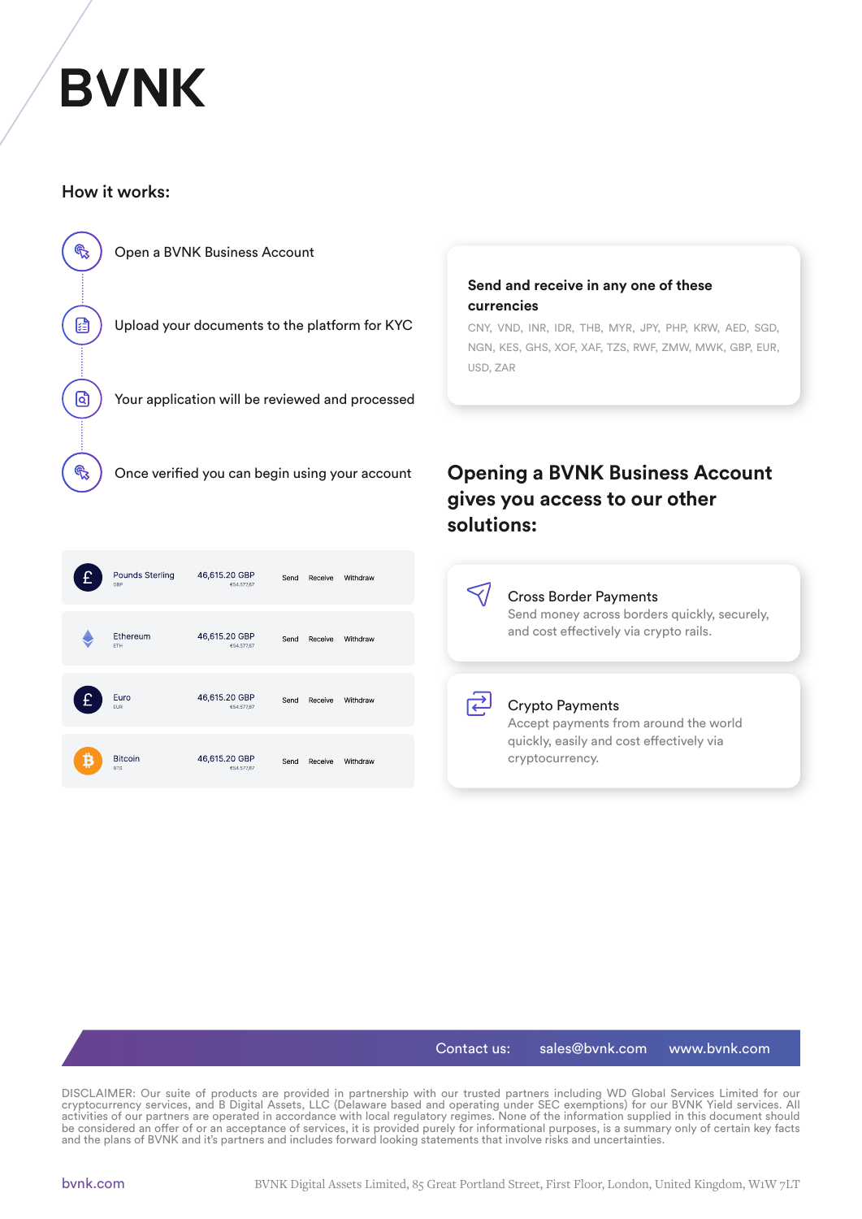# BVNK

## How it works:

- Open a BVNK Business Account
- Upload your documents to the platform for KYC
- Your application will be reviewed and processed
- Once verified you can begin using your account

| | | | | |
|---|---|---|---|---|
| Pounds Sterling GBP | 46,615.20 GBP €54.577,67 | Send | Receive | Withdraw |
| Ethereum ETH | 46,615.20 GBP €54.577,67 | Send | Receive | Withdraw |
| Euro EUR | 46,615.20 GBP €54.577,67 | Send | Receive | Withdraw |
| Bitcoin BTS | 46,615.20 GBP €54.577,67 | Send | Receive | Withdraw |

**Send and receive in any one of these currencies**

CNY, VND, INR, IDR, THB, MYR, JPY, PHP, KRW, AED, SGD, NGN, KES, GHS, XOF, XAF, TZS, RWF, ZMW, MWK, GBP, EUR, USD, ZAR

## Opening a BVNK Business Account gives you access to our other solutions:

**Cross Border Payments**
Send money across borders quickly, securely, and cost effectively via crypto rails.

**Crypto Payments**
Accept payments from around the world quickly, easily and cost effectively via cryptocurrency.

Contact us: sales@bvnk.com www.bvnk.com

DISCLAIMER: Our suite of products are provided in partnership with our trusted partners including WD Global Services Limited for our cryptocurrency services, and B Digital Assets, LLC (Delaware based and operating under SEC exemptions) for our BVNK Yield services. All activities of our partners are operated in accordance with local regulatory regimes. None of the information supplied in this document should be considered an offer of or an acceptance of services, it is provided purely for informational purposes, is a summary only of certain key facts and the plans of BVNK and it's partners and includes forward looking statements that involve risks and uncertainties.

bvnk.com

BVNK Digital Assets Limited, 85 Great Portland Street, First Floor, London, United Kingdom, W1W 7LT